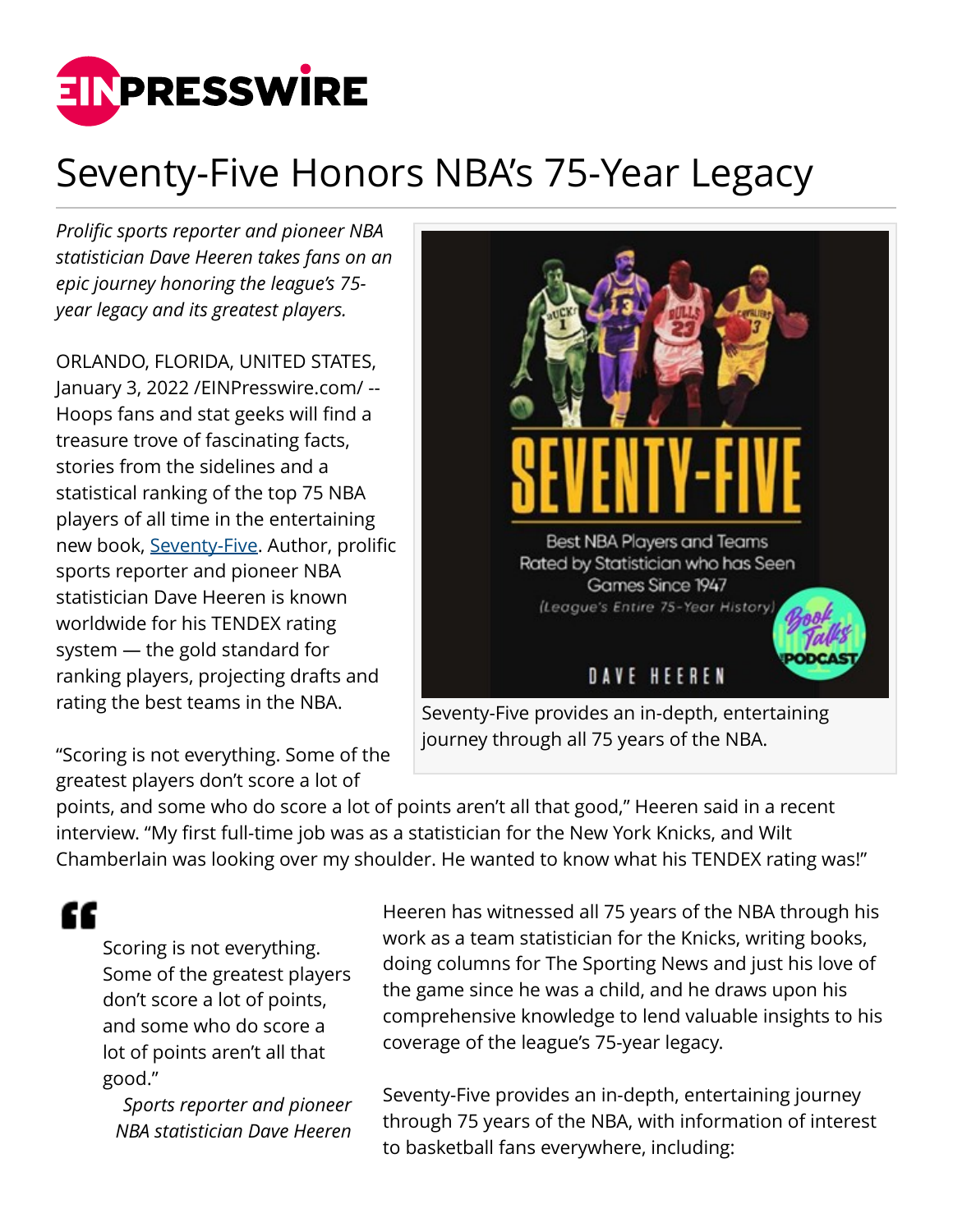# Seventy-Five Honors NBA's 75-Year Legacy

*Prolific sports reporter and pioneer NBA statistician Dave Heeren takes fans on an epic journey honoring the league's 75-year legacy and its greatest players.*

ORLANDO, FLORIDA, UNITED STATES, January 3, 2022 /EINPresswire.com/ -- Hoops fans and stat geeks will find a treasure trove of fascinating facts, stories from the sidelines and a statistical ranking of the top 75 NBA players of all time in the entertaining new book, [Seventy-Five](). Author, prolific sports reporter and pioneer NBA statistician Dave Heeren is known worldwide for his TENDEX rating system — the gold standard for ranking players, projecting drafts and rating the best teams in the NBA.

Seventy-Five provides an in-depth, entertaining journey through all 75 years of the NBA.

"Scoring is not everything. Some of the greatest players don't score a lot of points, and some who do score a lot of points aren't all that good," Heeren said in a recent interview. "My first full-time job was as a statistician for the New York Knicks, and Wilt Chamberlain was looking over my shoulder. He wanted to know what his TENDEX rating was!"

> Scoring is not everything. Some of the greatest players don't score a lot of points, and some who do score a lot of points aren't all that good."
>
> *Sports reporter and pioneer NBA statistician Dave Heeren*

Heeren has witnessed all 75 years of the NBA through his work as a team statistician for the Knicks, writing books, doing columns for The Sporting News and just his love of the game since he was a child, and he draws upon his comprehensive knowledge to lend valuable insights to his coverage of the league's 75-year legacy.

Seventy-Five provides an in-depth, entertaining journey through 75 years of the NBA, with information of interest to basketball fans everywhere, including: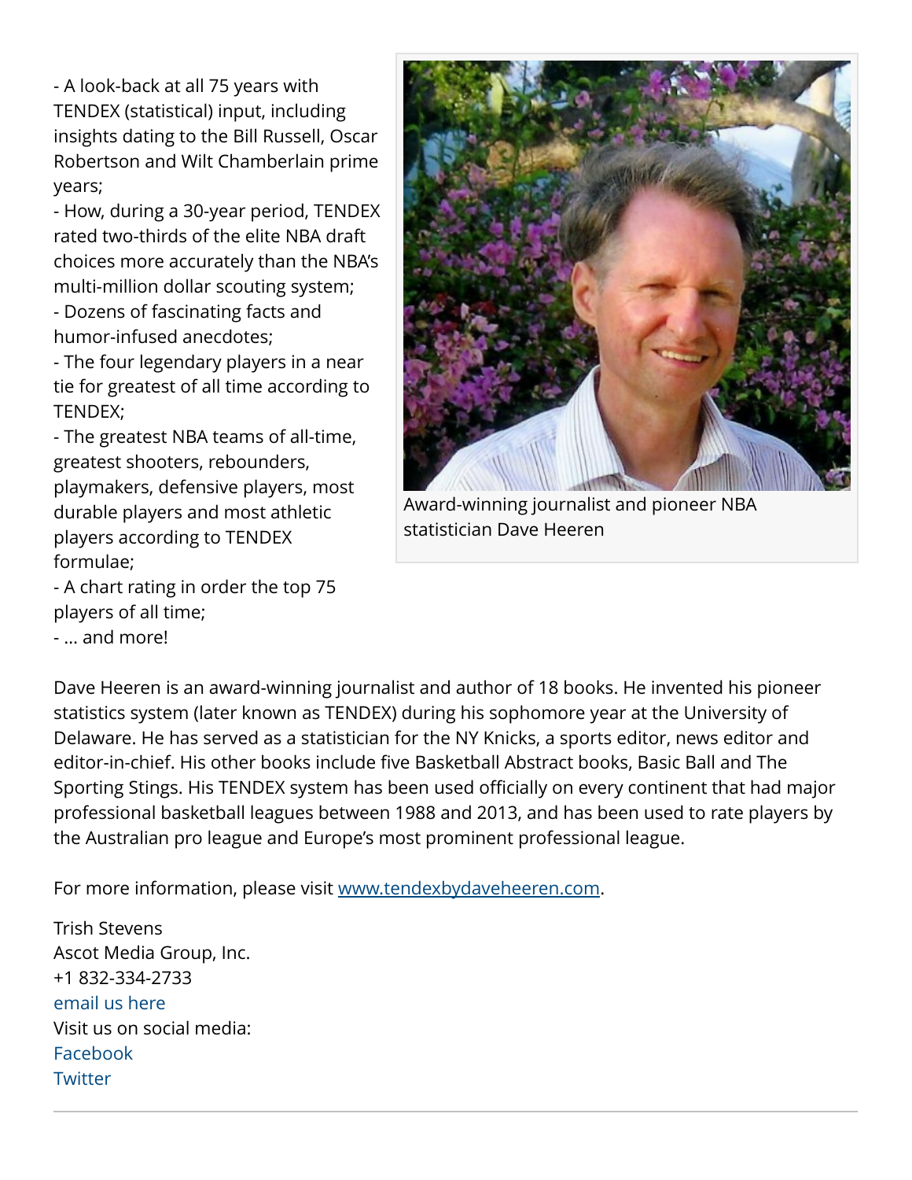- A look-back at all 75 years with TENDEX (statistical) input, including insights dating to the Bill Russell, Oscar Robertson and Wilt Chamberlain prime years;
- How, during a 30-year period, TENDEX rated two-thirds of the elite NBA draft choices more accurately than the NBA's multi-million dollar scouting system;
- Dozens of fascinating facts and humor-infused anecdotes;
- The four legendary players in a near tie for greatest of all time according to TENDEX;
- The greatest NBA teams of all-time, greatest shooters, rebounders, playmakers, defensive players, most durable players and most athletic players according to TENDEX formulae;
- A chart rating in order the top 75 players of all time;
- ... and more!

Award-winning journalist and pioneer NBA statistician Dave Heeren

Dave Heeren is an award-winning journalist and author of 18 books. He invented his pioneer statistics system (later known as TENDEX) during his sophomore year at the University of Delaware. He has served as a statistician for the NY Knicks, a sports editor, news editor and editor-in-chief. His other books include five Basketball Abstract books, Basic Ball and The Sporting Stings. His TENDEX system has been used officially on every continent that had major professional basketball leagues between 1988 and 2013, and has been used to rate players by the Australian pro league and Europe's most prominent professional league.

For more information, please visit [www.tendexbydaveheeren.com](www.tendexbydaveheeren.com).

Trish Stevens
Ascot Media Group, Inc.
+1 832-334-2733
email us here
Visit us on social media:
Facebook
Twitter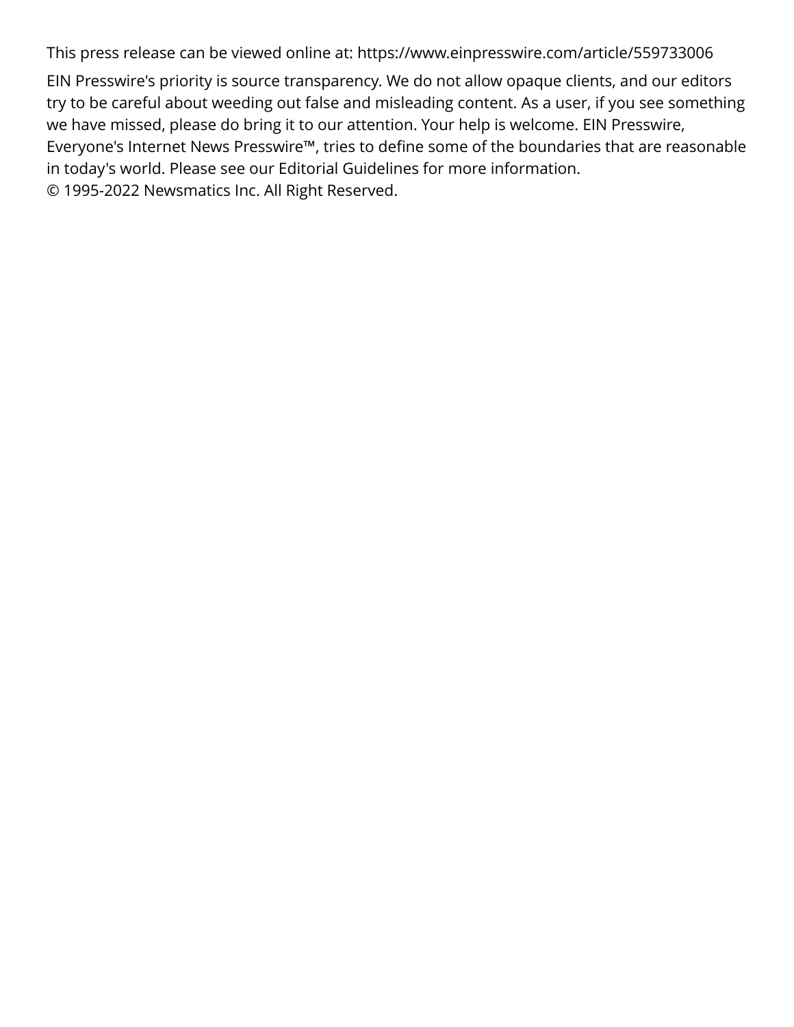This press release can be viewed online at: https://www.einpresswire.com/article/559733006

EIN Presswire's priority is source transparency. We do not allow opaque clients, and our editors try to be careful about weeding out false and misleading content. As a user, if you see something we have missed, please do bring it to our attention. Your help is welcome. EIN Presswire, Everyone's Internet News Presswire™, tries to define some of the boundaries that are reasonable in today's world. Please see our Editorial Guidelines for more information.
© 1995-2022 Newsmatics Inc. All Right Reserved.